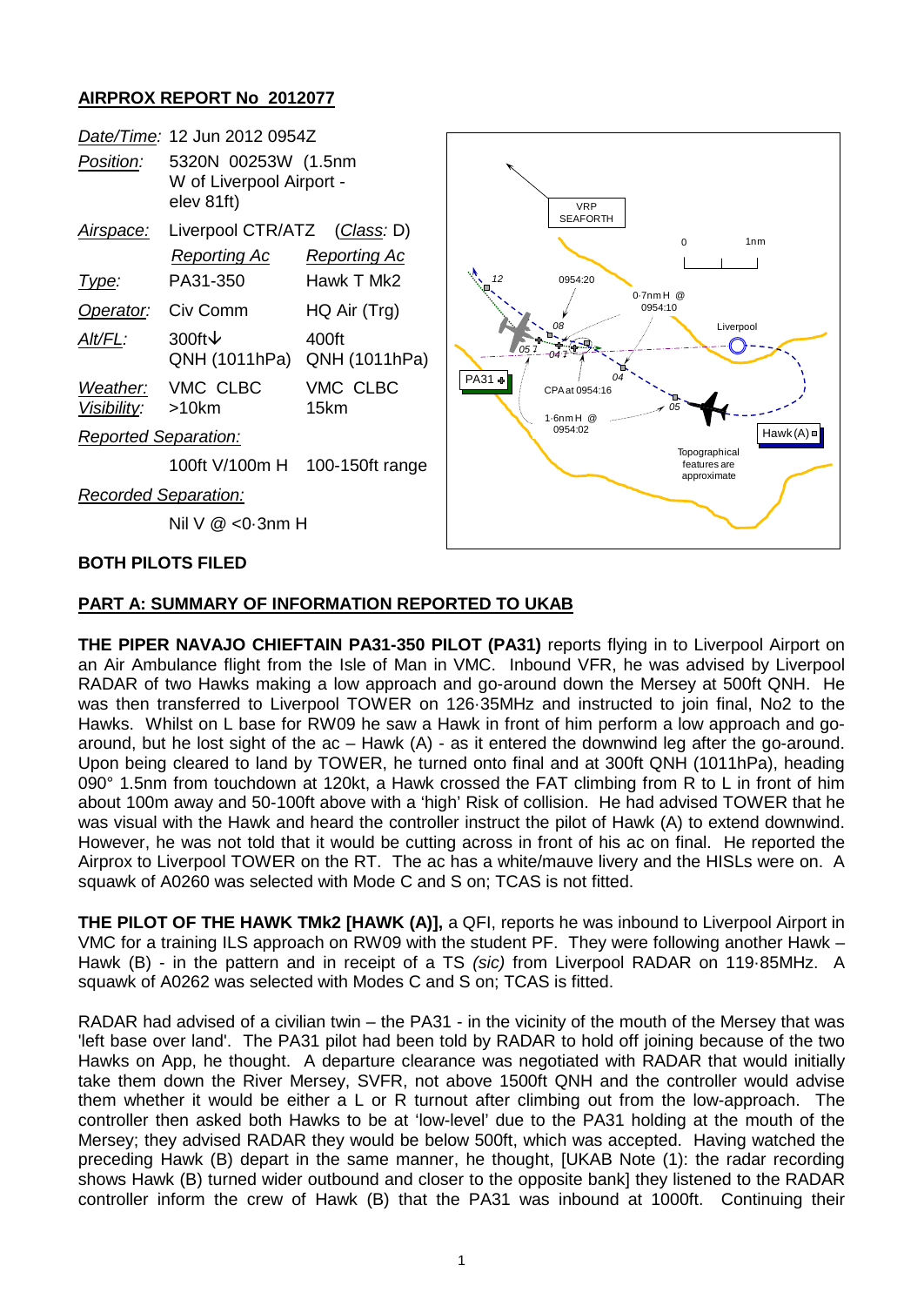## AIRPROX REPORT No 2012077

| | | |
|---|---|---|
| *Date/Time:* | 12 Jun 2012 0954Z | |
| *Position:* | 5320N 00253W (1.5nm W of Liverpool Airport - elev 81ft) | |
| *Airspace:* | Liverpool CTR/ATZ | (*Class:* D) |
| | *Reporting Ac* | *Reporting Ac* |
| *Type:* | PA31-350 | Hawk T Mk2 |
| *Operator:* | Civ Comm | HQ Air (Trg) |
| *Alt/FL:* | 300ft↓ QNH (1011hPa) | 400ft QNH (1011hPa) |
| *Weather:* | VMC CLBC | VMC CLBC |
| *Visibility:* | >10km | 15km |
| *Reported Separation:* | | |
| | 100ft V/100m H | 100-150ft range |
| *Recorded Separation:* | | |
| | Nil V @ <0·3nm H | |

**BOTH PILOTS FILED**

**PART A: SUMMARY OF INFORMATION REPORTED TO UKAB**

**THE PIPER NAVAJO CHIEFTAIN PA31-350 PILOT (PA31)** reports flying in to Liverpool Airport on an Air Ambulance flight from the Isle of Man in VMC. Inbound VFR, he was advised by Liverpool RADAR of two Hawks making a low approach and go-around down the Mersey at 500ft QNH. He was then transferred to Liverpool TOWER on 126·35MHz and instructed to join final, No2 to the Hawks. Whilst on L base for RW09 he saw a Hawk in front of him perform a low approach and go-around, but he lost sight of the ac – Hawk (A) - as it entered the downwind leg after the go-around. Upon being cleared to land by TOWER, he turned onto final and at 300ft QNH (1011hPa), heading 090° 1.5nm from touchdown at 120kt, a Hawk crossed the FAT climbing from R to L in front of him about 100m away and 50-100ft above with a 'high' Risk of collision. He had advised TOWER that he was visual with the Hawk and heard the controller instruct the pilot of Hawk (A) to extend downwind. However, he was not told that it would be cutting across in front of his ac on final. He reported the Airprox to Liverpool TOWER on the RT. The ac has a white/mauve livery and the HISLs were on. A squawk of A0260 was selected with Mode C and S on; TCAS is not fitted.

**THE PILOT OF THE HAWK TMk2 [HAWK (A)],** a QFI, reports he was inbound to Liverpool Airport in VMC for a training ILS approach on RW09 with the student PF. They were following another Hawk – Hawk (B) - in the pattern and in receipt of a TS *(sic)* from Liverpool RADAR on 119·85MHz. A squawk of A0262 was selected with Modes C and S on; TCAS is fitted.

RADAR had advised of a civilian twin – the PA31 - in the vicinity of the mouth of the Mersey that was 'left base over land'. The PA31 pilot had been told by RADAR to hold off joining because of the two Hawks on App, he thought. A departure clearance was negotiated with RADAR that would initially take them down the River Mersey, SVFR, not above 1500ft QNH and the controller would advise them whether it would be either a L or R turnout after climbing out from the low-approach. The controller then asked both Hawks to be at 'low-level' due to the PA31 holding at the mouth of the Mersey; they advised RADAR they would be below 500ft, which was accepted. Having watched the preceding Hawk (B) depart in the same manner, he thought, [UKAB Note (1): the radar recording shows Hawk (B) turned wider outbound and closer to the opposite bank] they listened to the RADAR controller inform the crew of Hawk (B) that the PA31 was inbound at 1000ft. Continuing their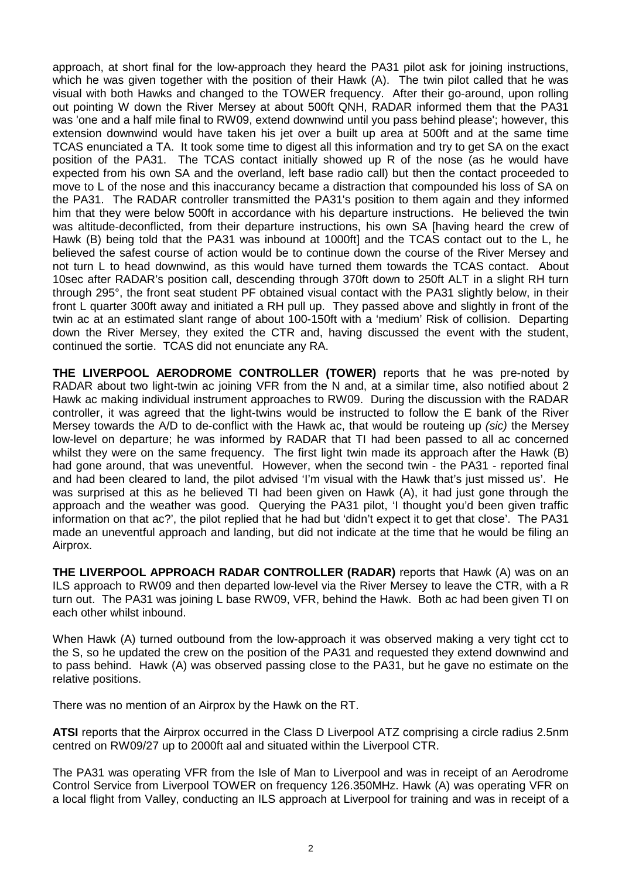approach, at short final for the low-approach they heard the PA31 pilot ask for joining instructions, which he was given together with the position of their Hawk (A). The twin pilot called that he was visual with both Hawks and changed to the TOWER frequency. After their go-around, upon rolling out pointing W down the River Mersey at about 500ft QNH, RADAR informed them that the PA31 was 'one and a half mile final to RW09, extend downwind until you pass behind please'; however, this extension downwind would have taken his jet over a built up area at 500ft and at the same time TCAS enunciated a TA. It took some time to digest all this information and try to get SA on the exact position of the PA31. The TCAS contact initially showed up R of the nose (as he would have expected from his own SA and the overland, left base radio call) but then the contact proceeded to move to L of the nose and this inaccuracy became a distraction that compounded his loss of SA on the PA31. The RADAR controller transmitted the PA31's position to them again and they informed him that they were below 500ft in accordance with his departure instructions. He believed the twin was altitude-deconflicted, from their departure instructions, his own SA [having heard the crew of Hawk (B) being told that the PA31 was inbound at 1000ft] and the TCAS contact out to the L, he believed the safest course of action would be to continue down the course of the River Mersey and not turn L to head downwind, as this would have turned them towards the TCAS contact. About 10sec after RADAR's position call, descending through 370ft down to 250ft ALT in a slight RH turn through 295°, the front seat student PF obtained visual contact with the PA31 slightly below, in their front L quarter 300ft away and initiated a RH pull up. They passed above and slightly in front of the twin ac at an estimated slant range of about 100-150ft with a 'medium' Risk of collision. Departing down the River Mersey, they exited the CTR and, having discussed the event with the student, continued the sortie. TCAS did not enunciate any RA.

**THE LIVERPOOL AERODROME CONTROLLER (TOWER)** reports that he was pre-noted by RADAR about two light-twin ac joining VFR from the N and, at a similar time, also notified about 2 Hawk ac making individual instrument approaches to RW09. During the discussion with the RADAR controller, it was agreed that the light-twins would be instructed to follow the E bank of the River Mersey towards the A/D to de-conflict with the Hawk ac, that would be routeing up *(sic)* the Mersey low-level on departure; he was informed by RADAR that TI had been passed to all ac concerned whilst they were on the same frequency. The first light twin made its approach after the Hawk (B) had gone around, that was uneventful. However, when the second twin - the PA31 - reported final and had been cleared to land, the pilot advised 'I'm visual with the Hawk that's just missed us'. He was surprised at this as he believed TI had been given on Hawk (A), it had just gone through the approach and the weather was good. Querying the PA31 pilot, 'I thought you'd been given traffic information on that ac?', the pilot replied that he had but 'didn't expect it to get that close'. The PA31 made an uneventful approach and landing, but did not indicate at the time that he would be filing an Airprox.

**THE LIVERPOOL APPROACH RADAR CONTROLLER (RADAR)** reports that Hawk (A) was on an ILS approach to RW09 and then departed low-level via the River Mersey to leave the CTR, with a R turn out. The PA31 was joining L base RW09, VFR, behind the Hawk. Both ac had been given TI on each other whilst inbound.

When Hawk (A) turned outbound from the low-approach it was observed making a very tight cct to the S, so he updated the crew on the position of the PA31 and requested they extend downwind and to pass behind. Hawk (A) was observed passing close to the PA31, but he gave no estimate on the relative positions.

There was no mention of an Airprox by the Hawk on the RT.

**ATSI** reports that the Airprox occurred in the Class D Liverpool ATZ comprising a circle radius 2.5nm centred on RW09/27 up to 2000ft aal and situated within the Liverpool CTR.

The PA31 was operating VFR from the Isle of Man to Liverpool and was in receipt of an Aerodrome Control Service from Liverpool TOWER on frequency 126.350MHz. Hawk (A) was operating VFR on a local flight from Valley, conducting an ILS approach at Liverpool for training and was in receipt of a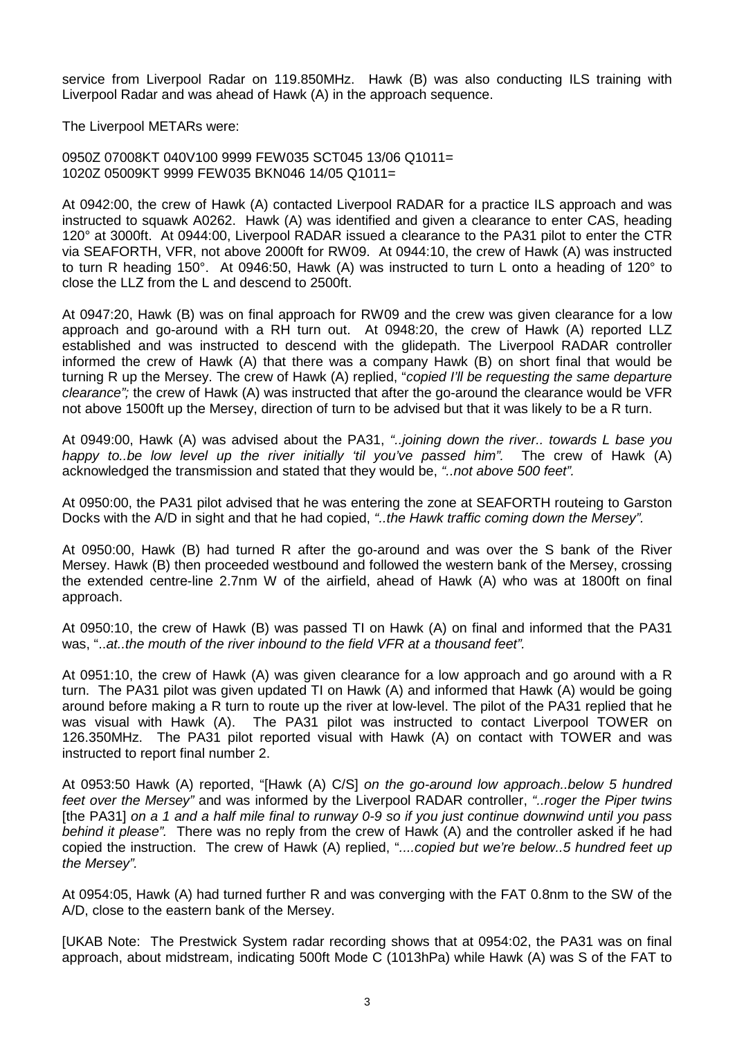service from Liverpool Radar on 119.850MHz. Hawk (B) was also conducting ILS training with Liverpool Radar and was ahead of Hawk (A) in the approach sequence.

The Liverpool METARs were:

0950Z 07008KT 040V100 9999 FEW035 SCT045 13/06 Q1011=
1020Z 05009KT 9999 FEW035 BKN046 14/05 Q1011=

At 0942:00, the crew of Hawk (A) contacted Liverpool RADAR for a practice ILS approach and was instructed to squawk A0262. Hawk (A) was identified and given a clearance to enter CAS, heading 120° at 3000ft. At 0944:00, Liverpool RADAR issued a clearance to the PA31 pilot to enter the CTR via SEAFORTH, VFR, not above 2000ft for RW09. At 0944:10, the crew of Hawk (A) was instructed to turn R heading 150°. At 0946:50, Hawk (A) was instructed to turn L onto a heading of 120° to close the LLZ from the L and descend to 2500ft.

At 0947:20, Hawk (B) was on final approach for RW09 and the crew was given clearance for a low approach and go-around with a RH turn out. At 0948:20, the crew of Hawk (A) reported LLZ established and was instructed to descend with the glidepath. The Liverpool RADAR controller informed the crew of Hawk (A) that there was a company Hawk (B) on short final that would be turning R up the Mersey. The crew of Hawk (A) replied, "*copied I'll be requesting the same departure clearance";* the crew of Hawk (A) was instructed that after the go-around the clearance would be VFR not above 1500ft up the Mersey, direction of turn to be advised but that it was likely to be a R turn.

At 0949:00, Hawk (A) was advised about the PA31, *"..joining down the river.. towards L base you happy to..be low level up the river initially 'til you've passed him".* The crew of Hawk (A) acknowledged the transmission and stated that they would be, *"..not above 500 feet".*

At 0950:00, the PA31 pilot advised that he was entering the zone at SEAFORTH routeing to Garston Docks with the A/D in sight and that he had copied, *"..the Hawk traffic coming down the Mersey".*

At 0950:00, Hawk (B) had turned R after the go-around and was over the S bank of the River Mersey. Hawk (B) then proceeded westbound and followed the western bank of the Mersey, crossing the extended centre-line 2.7nm W of the airfield, ahead of Hawk (A) who was at 1800ft on final approach.

At 0950:10, the crew of Hawk (B) was passed TI on Hawk (A) on final and informed that the PA31 was, "*..at..the mouth of the river inbound to the field VFR at a thousand feet".*

At 0951:10, the crew of Hawk (A) was given clearance for a low approach and go around with a R turn. The PA31 pilot was given updated TI on Hawk (A) and informed that Hawk (A) would be going around before making a R turn to route up the river at low-level. The pilot of the PA31 replied that he was visual with Hawk (A). The PA31 pilot was instructed to contact Liverpool TOWER on 126.350MHz. The PA31 pilot reported visual with Hawk (A) on contact with TOWER and was instructed to report final number 2.

At 0953:50 Hawk (A) reported, "[Hawk (A) C/S] *on the go-around low approach..below 5 hundred feet over the Mersey"* and was informed by the Liverpool RADAR controller, *"..roger the Piper twins* [the PA31] *on a 1 and a half mile final to runway 0-9 so if you just continue downwind until you pass behind it please".* There was no reply from the crew of Hawk (A) and the controller asked if he had copied the instruction. The crew of Hawk (A) replied, "*....copied but we're below..5 hundred feet up the Mersey".*

At 0954:05, Hawk (A) had turned further R and was converging with the FAT 0.8nm to the SW of the A/D, close to the eastern bank of the Mersey.

[UKAB Note: The Prestwick System radar recording shows that at 0954:02, the PA31 was on final approach, about midstream, indicating 500ft Mode C (1013hPa) while Hawk (A) was S of the FAT to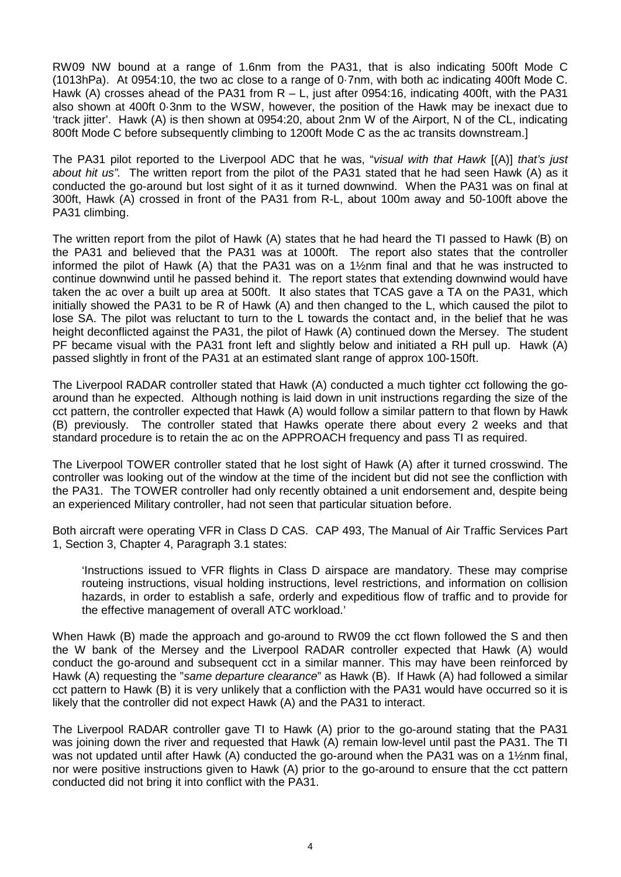RW09 NW bound at a range of 1.6nm from the PA31, that is also indicating 500ft Mode C (1013hPa). At 0954:10, the two ac close to a range of 0·7nm, with both ac indicating 400ft Mode C. Hawk (A) crosses ahead of the PA31 from R – L, just after 0954:16, indicating 400ft, with the PA31 also shown at 400ft 0·3nm to the WSW, however, the position of the Hawk may be inexact due to 'track jitter'. Hawk (A) is then shown at 0954:20, about 2nm W of the Airport, N of the CL, indicating 800ft Mode C before subsequently climbing to 1200ft Mode C as the ac transits downstream.]

The PA31 pilot reported to the Liverpool ADC that he was, "*visual with that Hawk* [(A)] *that's just about hit us"*. The written report from the pilot of the PA31 stated that he had seen Hawk (A) as it conducted the go-around but lost sight of it as it turned downwind. When the PA31 was on final at 300ft, Hawk (A) crossed in front of the PA31 from R-L, about 100m away and 50-100ft above the PA31 climbing.

The written report from the pilot of Hawk (A) states that he had heard the TI passed to Hawk (B) on the PA31 and believed that the PA31 was at 1000ft. The report also states that the controller informed the pilot of Hawk (A) that the PA31 was on a 1½nm final and that he was instructed to continue downwind until he passed behind it. The report states that extending downwind would have taken the ac over a built up area at 500ft. It also states that TCAS gave a TA on the PA31, which initially showed the PA31 to be R of Hawk (A) and then changed to the L, which caused the pilot to lose SA. The pilot was reluctant to turn to the L towards the contact and, in the belief that he was height deconflicted against the PA31, the pilot of Hawk (A) continued down the Mersey. The student PF became visual with the PA31 front left and slightly below and initiated a RH pull up. Hawk (A) passed slightly in front of the PA31 at an estimated slant range of approx 100-150ft.

The Liverpool RADAR controller stated that Hawk (A) conducted a much tighter cct following the go-around than he expected. Although nothing is laid down in unit instructions regarding the size of the cct pattern, the controller expected that Hawk (A) would follow a similar pattern to that flown by Hawk (B) previously. The controller stated that Hawks operate there about every 2 weeks and that standard procedure is to retain the ac on the APPROACH frequency and pass TI as required.

The Liverpool TOWER controller stated that he lost sight of Hawk (A) after it turned crosswind. The controller was looking out of the window at the time of the incident but did not see the confliction with the PA31. The TOWER controller had only recently obtained a unit endorsement and, despite being an experienced Military controller, had not seen that particular situation before.

Both aircraft were operating VFR in Class D CAS. CAP 493, The Manual of Air Traffic Services Part 1, Section 3, Chapter 4, Paragraph 3.1 states:

> 'Instructions issued to VFR flights in Class D airspace are mandatory. These may comprise routeing instructions, visual holding instructions, level restrictions, and information on collision hazards, in order to establish a safe, orderly and expeditious flow of traffic and to provide for the effective management of overall ATC workload.'

When Hawk (B) made the approach and go-around to RW09 the cct flown followed the S and then the W bank of the Mersey and the Liverpool RADAR controller expected that Hawk (A) would conduct the go-around and subsequent cct in a similar manner. This may have been reinforced by Hawk (A) requesting the "*same departure clearance*" as Hawk (B). If Hawk (A) had followed a similar cct pattern to Hawk (B) it is very unlikely that a confliction with the PA31 would have occurred so it is likely that the controller did not expect Hawk (A) and the PA31 to interact.

The Liverpool RADAR controller gave TI to Hawk (A) prior to the go-around stating that the PA31 was joining down the river and requested that Hawk (A) remain low-level until past the PA31. The TI was not updated until after Hawk (A) conducted the go-around when the PA31 was on a 1½nm final, nor were positive instructions given to Hawk (A) prior to the go-around to ensure that the cct pattern conducted did not bring it into conflict with the PA31.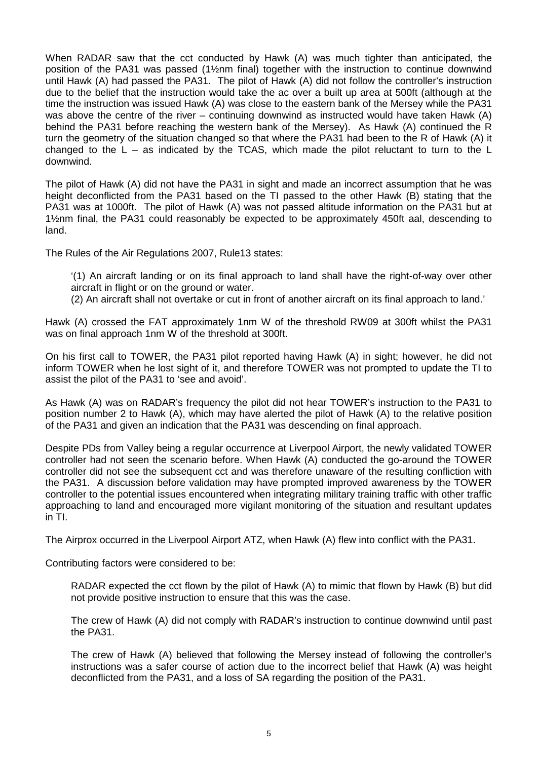When RADAR saw that the cct conducted by Hawk (A) was much tighter than anticipated, the position of the PA31 was passed (1½nm final) together with the instruction to continue downwind until Hawk (A) had passed the PA31. The pilot of Hawk (A) did not follow the controller's instruction due to the belief that the instruction would take the ac over a built up area at 500ft (although at the time the instruction was issued Hawk (A) was close to the eastern bank of the Mersey while the PA31 was above the centre of the river – continuing downwind as instructed would have taken Hawk (A) behind the PA31 before reaching the western bank of the Mersey). As Hawk (A) continued the R turn the geometry of the situation changed so that where the PA31 had been to the R of Hawk (A) it changed to the L – as indicated by the TCAS, which made the pilot reluctant to turn to the L downwind.

The pilot of Hawk (A) did not have the PA31 in sight and made an incorrect assumption that he was height deconflicted from the PA31 based on the TI passed to the other Hawk (B) stating that the PA31 was at 1000ft. The pilot of Hawk (A) was not passed altitude information on the PA31 but at 1½nm final, the PA31 could reasonably be expected to be approximately 450ft aal, descending to land.

The Rules of the Air Regulations 2007, Rule13 states:

> '(1) An aircraft landing or on its final approach to land shall have the right-of-way over other aircraft in flight or on the ground or water.
>
> (2) An aircraft shall not overtake or cut in front of another aircraft on its final approach to land.'

Hawk (A) crossed the FAT approximately 1nm W of the threshold RW09 at 300ft whilst the PA31 was on final approach 1nm W of the threshold at 300ft.

On his first call to TOWER, the PA31 pilot reported having Hawk (A) in sight; however, he did not inform TOWER when he lost sight of it, and therefore TOWER was not prompted to update the TI to assist the pilot of the PA31 to 'see and avoid'.

As Hawk (A) was on RADAR's frequency the pilot did not hear TOWER's instruction to the PA31 to position number 2 to Hawk (A), which may have alerted the pilot of Hawk (A) to the relative position of the PA31 and given an indication that the PA31 was descending on final approach.

Despite PDs from Valley being a regular occurrence at Liverpool Airport, the newly validated TOWER controller had not seen the scenario before. When Hawk (A) conducted the go-around the TOWER controller did not see the subsequent cct and was therefore unaware of the resulting confliction with the PA31. A discussion before validation may have prompted improved awareness by the TOWER controller to the potential issues encountered when integrating military training traffic with other traffic approaching to land and encouraged more vigilant monitoring of the situation and resultant updates in TI.

The Airprox occurred in the Liverpool Airport ATZ, when Hawk (A) flew into conflict with the PA31.

Contributing factors were considered to be:

> RADAR expected the cct flown by the pilot of Hawk (A) to mimic that flown by Hawk (B) but did not provide positive instruction to ensure that this was the case.
>
> The crew of Hawk (A) did not comply with RADAR's instruction to continue downwind until past the PA31.
>
> The crew of Hawk (A) believed that following the Mersey instead of following the controller's instructions was a safer course of action due to the incorrect belief that Hawk (A) was height deconflicted from the PA31, and a loss of SA regarding the position of the PA31.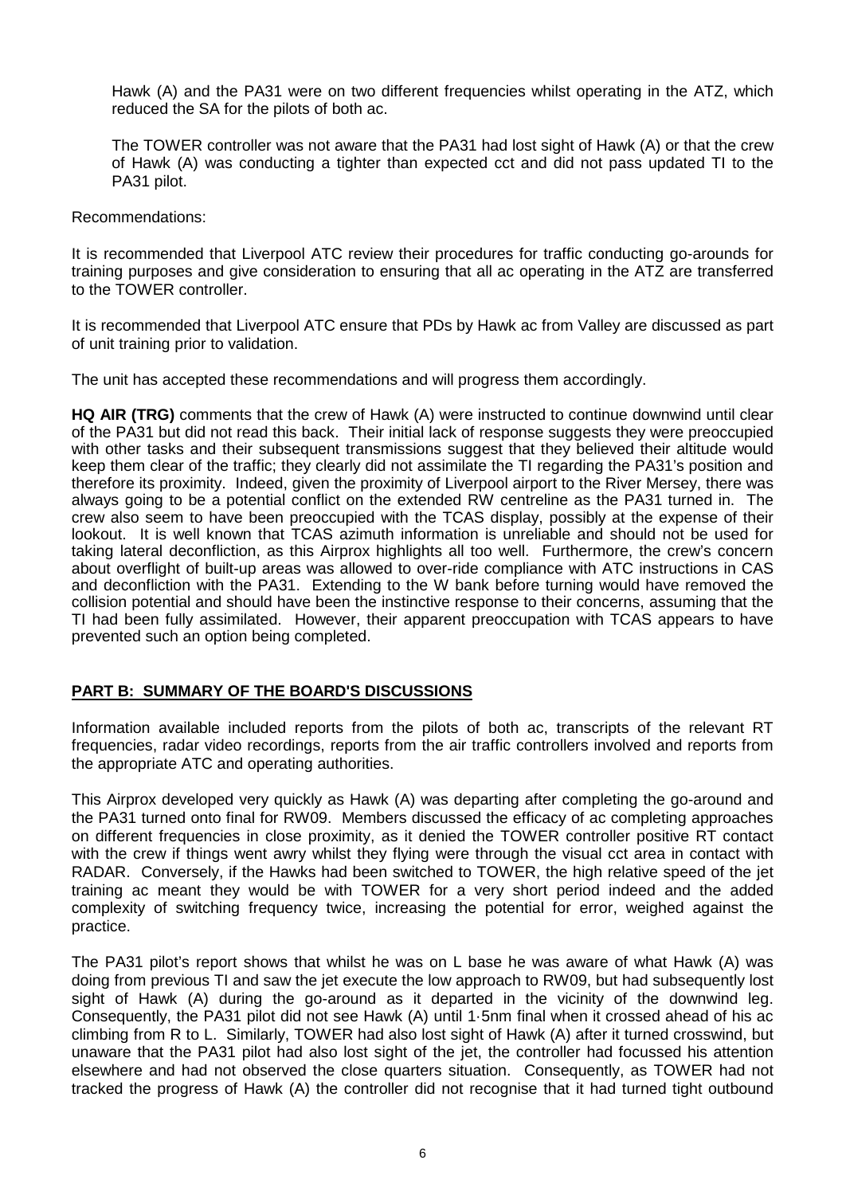Hawk (A) and the PA31 were on two different frequencies whilst operating in the ATZ, which reduced the SA for the pilots of both ac.

The TOWER controller was not aware that the PA31 had lost sight of Hawk (A) or that the crew of Hawk (A) was conducting a tighter than expected cct and did not pass updated TI to the PA31 pilot.

Recommendations:

It is recommended that Liverpool ATC review their procedures for traffic conducting go-arounds for training purposes and give consideration to ensuring that all ac operating in the ATZ are transferred to the TOWER controller.

It is recommended that Liverpool ATC ensure that PDs by Hawk ac from Valley are discussed as part of unit training prior to validation.

The unit has accepted these recommendations and will progress them accordingly.

**HQ AIR (TRG)** comments that the crew of Hawk (A) were instructed to continue downwind until clear of the PA31 but did not read this back. Their initial lack of response suggests they were preoccupied with other tasks and their subsequent transmissions suggest that they believed their altitude would keep them clear of the traffic; they clearly did not assimilate the TI regarding the PA31's position and therefore its proximity. Indeed, given the proximity of Liverpool airport to the River Mersey, there was always going to be a potential conflict on the extended RW centreline as the PA31 turned in. The crew also seem to have been preoccupied with the TCAS display, possibly at the expense of their lookout. It is well known that TCAS azimuth information is unreliable and should not be used for taking lateral deconfliction, as this Airprox highlights all too well. Furthermore, the crew's concern about overflight of built-up areas was allowed to over-ride compliance with ATC instructions in CAS and deconfliction with the PA31. Extending to the W bank before turning would have removed the collision potential and should have been the instinctive response to their concerns, assuming that the TI had been fully assimilated. However, their apparent preoccupation with TCAS appears to have prevented such an option being completed.

## PART B: SUMMARY OF THE BOARD'S DISCUSSIONS

Information available included reports from the pilots of both ac, transcripts of the relevant RT frequencies, radar video recordings, reports from the air traffic controllers involved and reports from the appropriate ATC and operating authorities.

This Airprox developed very quickly as Hawk (A) was departing after completing the go-around and the PA31 turned onto final for RW09. Members discussed the efficacy of ac completing approaches on different frequencies in close proximity, as it denied the TOWER controller positive RT contact with the crew if things went awry whilst they flying were through the visual cct area in contact with RADAR. Conversely, if the Hawks had been switched to TOWER, the high relative speed of the jet training ac meant they would be with TOWER for a very short period indeed and the added complexity of switching frequency twice, increasing the potential for error, weighed against the practice.

The PA31 pilot's report shows that whilst he was on L base he was aware of what Hawk (A) was doing from previous TI and saw the jet execute the low approach to RW09, but had subsequently lost sight of Hawk (A) during the go-around as it departed in the vicinity of the downwind leg. Consequently, the PA31 pilot did not see Hawk (A) until 1·5nm final when it crossed ahead of his ac climbing from R to L. Similarly, TOWER had also lost sight of Hawk (A) after it turned crosswind, but unaware that the PA31 pilot had also lost sight of the jet, the controller had focussed his attention elsewhere and had not observed the close quarters situation. Consequently, as TOWER had not tracked the progress of Hawk (A) the controller did not recognise that it had turned tight outbound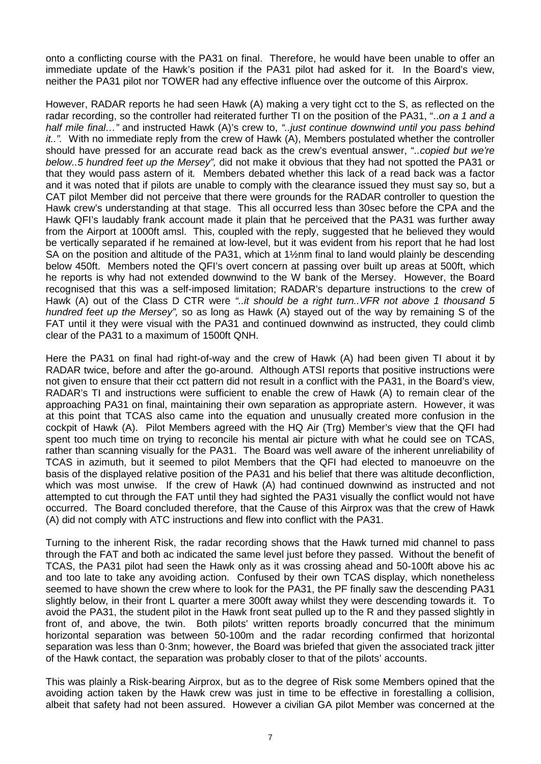onto a conflicting course with the PA31 on final. Therefore, he would have been unable to offer an immediate update of the Hawk's position if the PA31 pilot had asked for it. In the Board's view, neither the PA31 pilot nor TOWER had any effective influence over the outcome of this Airprox.

However, RADAR reports he had seen Hawk (A) making a very tight cct to the S, as reflected on the radar recording, so the controller had reiterated further TI on the position of the PA31, "..*on a 1 and a half mile final…"* and instructed Hawk (A)'s crew to, *"..just continue downwind until you pass behind it..".* With no immediate reply from the crew of Hawk (A), Members postulated whether the controller should have pressed for an accurate read back as the crew's eventual answer, "..*copied but we're below..5 hundred feet up the Mersey",* did not make it obvious that they had not spotted the PA31 or that they would pass astern of it*.* Members debated whether this lack of a read back was a factor and it was noted that if pilots are unable to comply with the clearance issued they must say so, but a CAT pilot Member did not perceive that there were grounds for the RADAR controller to question the Hawk crew's understanding at that stage. This all occurred less than 30sec before the CPA and the Hawk QFI's laudably frank account made it plain that he perceived that the PA31 was further away from the Airport at 1000ft amsl. This, coupled with the reply, suggested that he believed they would be vertically separated if he remained at low-level, but it was evident from his report that he had lost SA on the position and altitude of the PA31, which at 1½nm final to land would plainly be descending below 450ft. Members noted the QFI's overt concern at passing over built up areas at 500ft, which he reports is why had not extended downwind to the W bank of the Mersey. However, the Board recognised that this was a self-imposed limitation; RADAR's departure instructions to the crew of Hawk (A) out of the Class D CTR were *"..it should be a right turn..VFR not above 1 thousand 5 hundred feet up the Mersey",* so as long as Hawk (A) stayed out of the way by remaining S of the FAT until it they were visual with the PA31 and continued downwind as instructed, they could climb clear of the PA31 to a maximum of 1500ft QNH.

Here the PA31 on final had right-of-way and the crew of Hawk (A) had been given TI about it by RADAR twice, before and after the go-around. Although ATSI reports that positive instructions were not given to ensure that their cct pattern did not result in a conflict with the PA31, in the Board's view, RADAR's TI and instructions were sufficient to enable the crew of Hawk (A) to remain clear of the approaching PA31 on final, maintaining their own separation as appropriate astern. However, it was at this point that TCAS also came into the equation and unusually created more confusion in the cockpit of Hawk (A). Pilot Members agreed with the HQ Air (Trg) Member's view that the QFI had spent too much time on trying to reconcile his mental air picture with what he could see on TCAS, rather than scanning visually for the PA31. The Board was well aware of the inherent unreliability of TCAS in azimuth, but it seemed to pilot Members that the QFI had elected to manoeuvre on the basis of the displayed relative position of the PA31 and his belief that there was altitude deconfliction, which was most unwise. If the crew of Hawk (A) had continued downwind as instructed and not attempted to cut through the FAT until they had sighted the PA31 visually the conflict would not have occurred. The Board concluded therefore, that the Cause of this Airprox was that the crew of Hawk (A) did not comply with ATC instructions and flew into conflict with the PA31.

Turning to the inherent Risk, the radar recording shows that the Hawk turned mid channel to pass through the FAT and both ac indicated the same level just before they passed. Without the benefit of TCAS, the PA31 pilot had seen the Hawk only as it was crossing ahead and 50-100ft above his ac and too late to take any avoiding action. Confused by their own TCAS display, which nonetheless seemed to have shown the crew where to look for the PA31, the PF finally saw the descending PA31 slightly below, in their front L quarter a mere 300ft away whilst they were descending towards it. To avoid the PA31, the student pilot in the Hawk front seat pulled up to the R and they passed slightly in front of, and above, the twin. Both pilots' written reports broadly concurred that the minimum horizontal separation was between 50-100m and the radar recording confirmed that horizontal separation was less than 0·3nm; however, the Board was briefed that given the associated track jitter of the Hawk contact, the separation was probably closer to that of the pilots' accounts.

This was plainly a Risk-bearing Airprox, but as to the degree of Risk some Members opined that the avoiding action taken by the Hawk crew was just in time to be effective in forestalling a collision, albeit that safety had not been assured. However a civilian GA pilot Member was concerned at the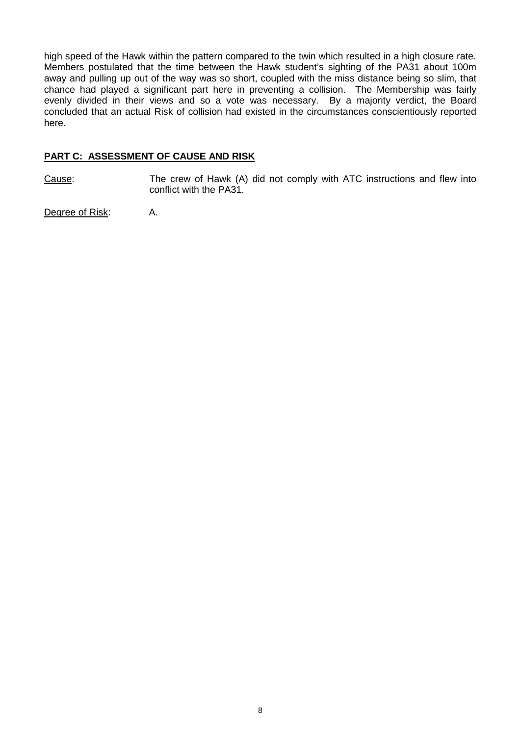high speed of the Hawk within the pattern compared to the twin which resulted in a high closure rate. Members postulated that the time between the Hawk student's sighting of the PA31 about 100m away and pulling up out of the way was so short, coupled with the miss distance being so slim, that chance had played a significant part here in preventing a collision. The Membership was fairly evenly divided in their views and so a vote was necessary. By a majority verdict, the Board concluded that an actual Risk of collision had existed in the circumstances conscientiously reported here.

## PART C: ASSESSMENT OF CAUSE AND RISK

Cause: The crew of Hawk (A) did not comply with ATC instructions and flew into conflict with the PA31.

Degree of Risk: A.